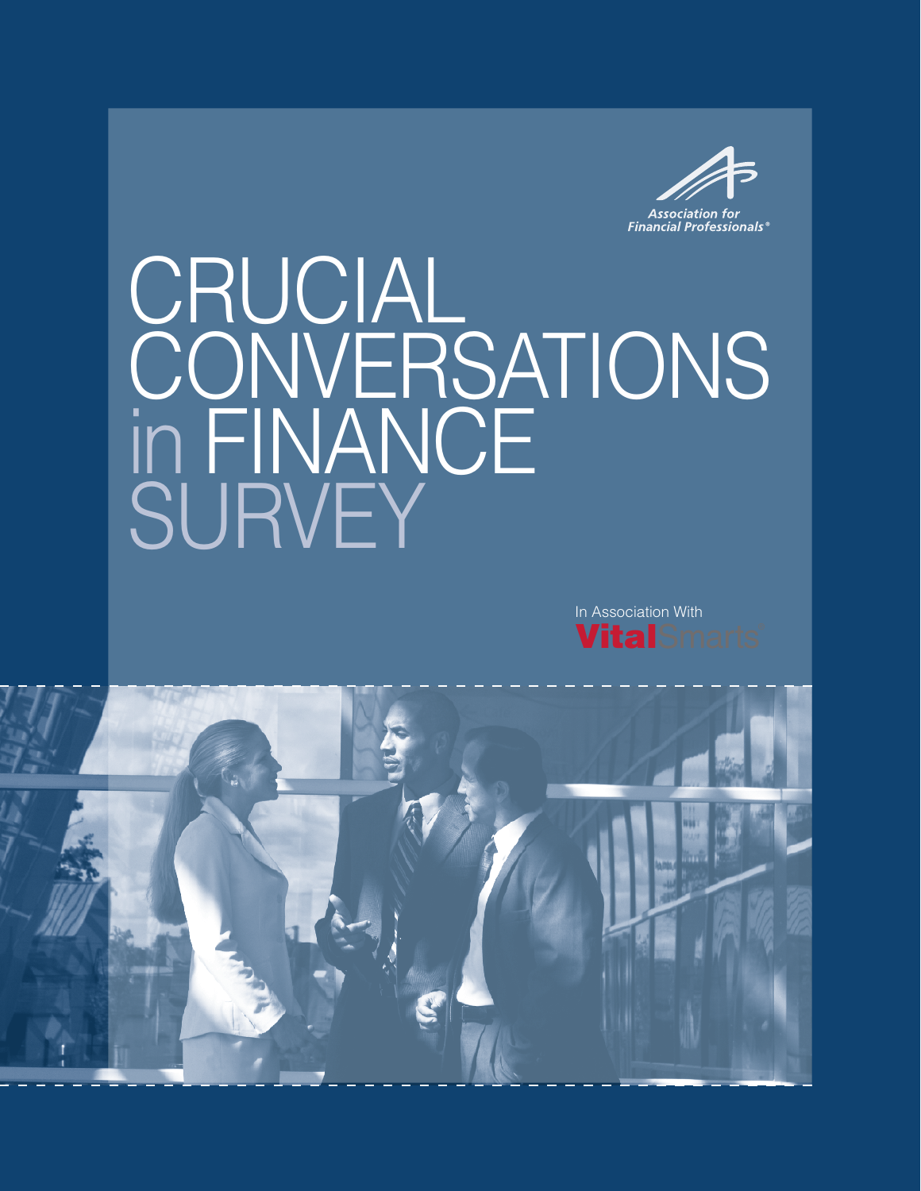Association for Financial Professionals®

# CRUCIAL CONVERSATIONS in FINANCE SURVEY

In Association With VitalSmarts®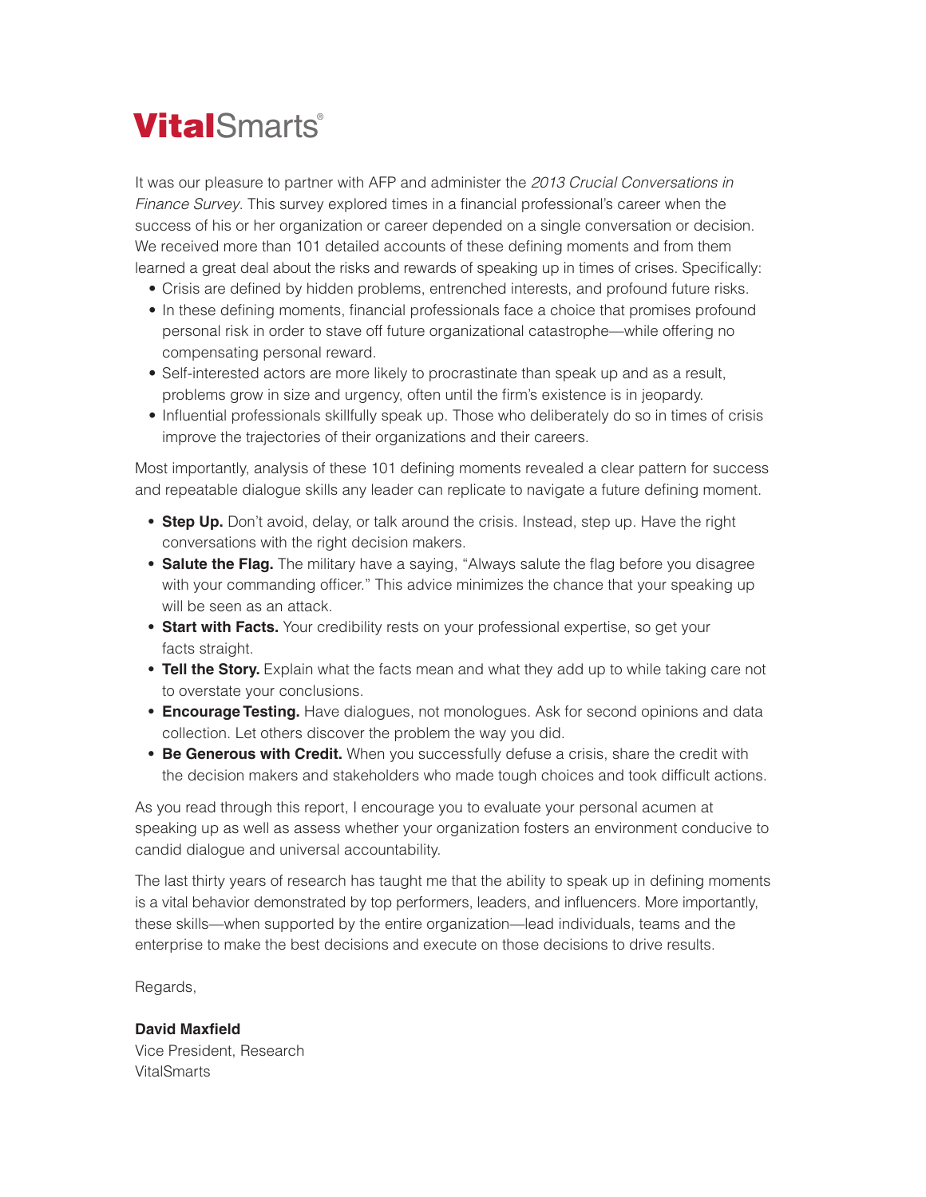**Vital**Smarts®

It was our pleasure to partner with AFP and administer the *2013 Crucial Conversations in Finance Survey*. This survey explored times in a financial professional's career when the success of his or her organization or career depended on a single conversation or decision. We received more than 101 detailed accounts of these defining moments and from them learned a great deal about the risks and rewards of speaking up in times of crises. Specifically:

- Crisis are defined by hidden problems, entrenched interests, and profound future risks.
- In these defining moments, financial professionals face a choice that promises profound personal risk in order to stave off future organizational catastrophe—while offering no compensating personal reward.
- Self-interested actors are more likely to procrastinate than speak up and as a result, problems grow in size and urgency, often until the firm's existence is in jeopardy.
- Influential professionals skillfully speak up. Those who deliberately do so in times of crisis improve the trajectories of their organizations and their careers.

Most importantly, analysis of these 101 defining moments revealed a clear pattern for success and repeatable dialogue skills any leader can replicate to navigate a future defining moment.

- **Step Up.** Don't avoid, delay, or talk around the crisis. Instead, step up. Have the right conversations with the right decision makers.
- **Salute the Flag.** The military have a saying, "Always salute the flag before you disagree with your commanding officer." This advice minimizes the chance that your speaking up will be seen as an attack.
- **Start with Facts.** Your credibility rests on your professional expertise, so get your facts straight.
- **Tell the Story.** Explain what the facts mean and what they add up to while taking care not to overstate your conclusions.
- **Encourage Testing.** Have dialogues, not monologues. Ask for second opinions and data collection. Let others discover the problem the way you did.
- **Be Generous with Credit.** When you successfully defuse a crisis, share the credit with the decision makers and stakeholders who made tough choices and took difficult actions.

As you read through this report, I encourage you to evaluate your personal acumen at speaking up as well as assess whether your organization fosters an environment conducive to candid dialogue and universal accountability.

The last thirty years of research has taught me that the ability to speak up in defining moments is a vital behavior demonstrated by top performers, leaders, and influencers. More importantly, these skills—when supported by the entire organization—lead individuals, teams and the enterprise to make the best decisions and execute on those decisions to drive results.

Regards,

**David Maxfield**
Vice President, Research
VitalSmarts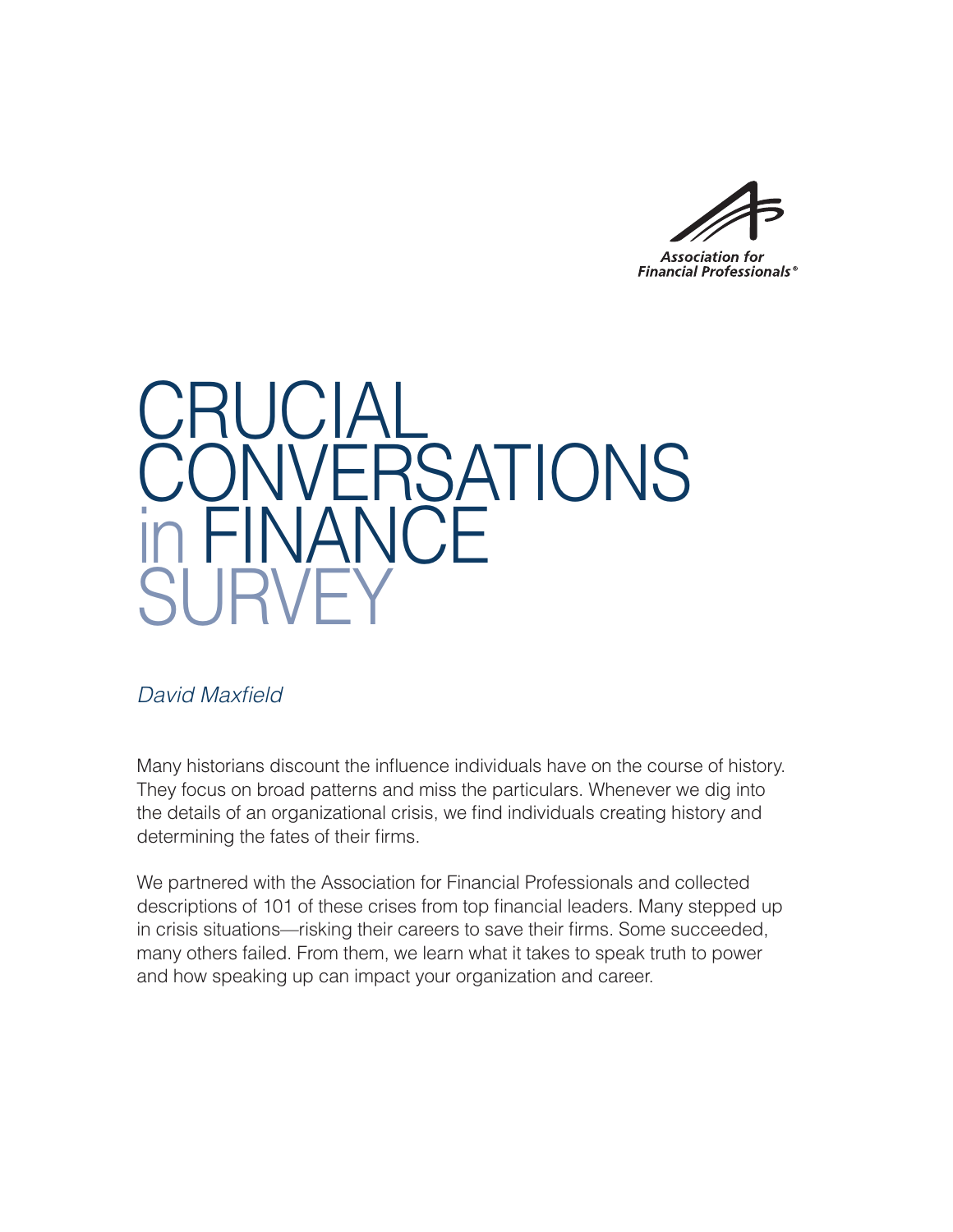Association for Financial Professionals®

# CRUCIAL CONVERSATIONS in FINANCE SURVEY

*David Maxfield*

Many historians discount the influence individuals have on the course of history. They focus on broad patterns and miss the particulars. Whenever we dig into the details of an organizational crisis, we find individuals creating history and determining the fates of their firms.

We partnered with the Association for Financial Professionals and collected descriptions of 101 of these crises from top financial leaders. Many stepped up in crisis situations—risking their careers to save their firms. Some succeeded, many others failed. From them, we learn what it takes to speak truth to power and how speaking up can impact your organization and career.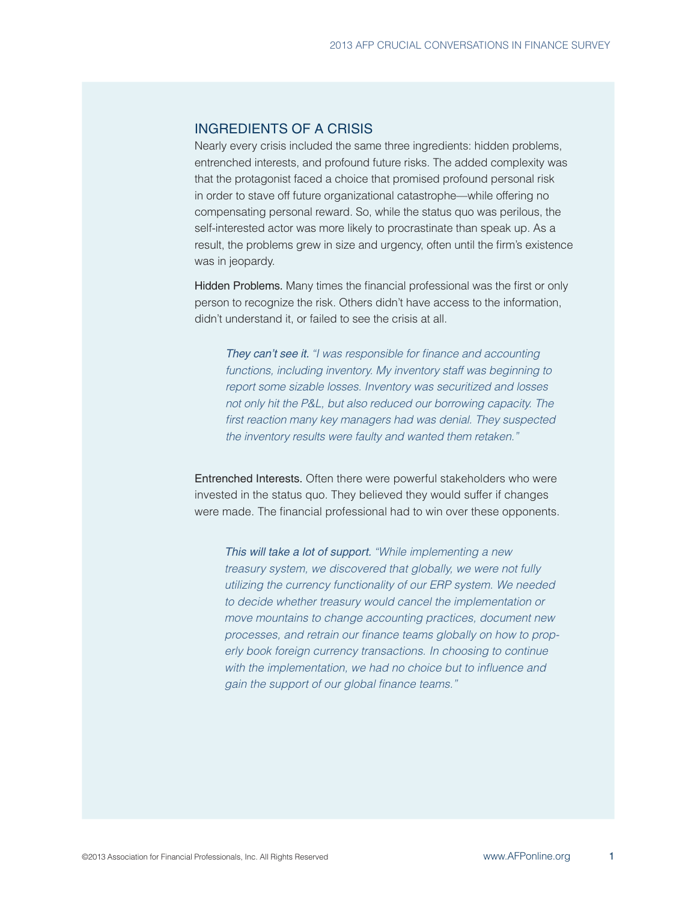## INGREDIENTS OF A CRISIS

Nearly every crisis included the same three ingredients: hidden problems, entrenched interests, and profound future risks. The added complexity was that the protagonist faced a choice that promised profound personal risk in order to stave off future organizational catastrophe—while offering no compensating personal reward. So, while the status quo was perilous, the self-interested actor was more likely to procrastinate than speak up. As a result, the problems grew in size and urgency, often until the firm's existence was in jeopardy.

Hidden Problems. Many times the financial professional was the first or only person to recognize the risk. Others didn't have access to the information, didn't understand it, or failed to see the crisis at all.

> *They can't see it. "I was responsible for finance and accounting functions, including inventory. My inventory staff was beginning to report some sizable losses. Inventory was securitized and losses not only hit the P&L, but also reduced our borrowing capacity. The first reaction many key managers had was denial. They suspected the inventory results were faulty and wanted them retaken."*

Entrenched Interests. Often there were powerful stakeholders who were invested in the status quo. They believed they would suffer if changes were made. The financial professional had to win over these opponents.

> *This will take a lot of support. "While implementing a new treasury system, we discovered that globally, we were not fully utilizing the currency functionality of our ERP system. We needed to decide whether treasury would cancel the implementation or move mountains to change accounting practices, document new processes, and retrain our finance teams globally on how to properly book foreign currency transactions. In choosing to continue with the implementation, we had no choice but to influence and gain the support of our global finance teams."*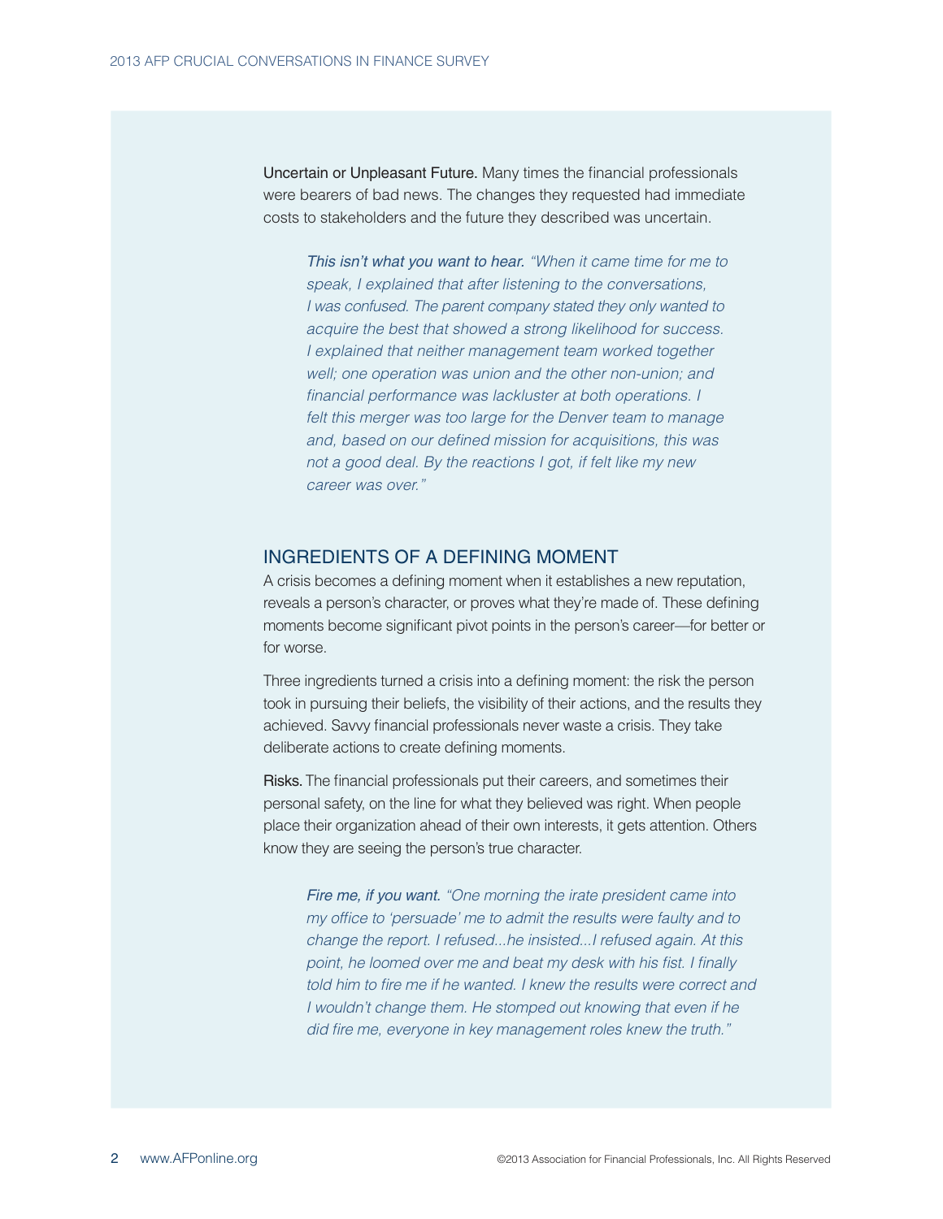**Uncertain or Unpleasant Future.** Many times the financial professionals were bearers of bad news. The changes they requested had immediate costs to stakeholders and the future they described was uncertain.

> *This isn't what you want to hear.* *"When it came time for me to speak, I explained that after listening to the conversations, I was confused. The parent company stated they only wanted to acquire the best that showed a strong likelihood for success. I explained that neither management team worked together well; one operation was union and the other non-union; and financial performance was lackluster at both operations. I felt this merger was too large for the Denver team to manage and, based on our defined mission for acquisitions, this was not a good deal. By the reactions I got, if felt like my new career was over."*

## INGREDIENTS OF A DEFINING MOMENT

A crisis becomes a defining moment when it establishes a new reputation, reveals a person's character, or proves what they're made of. These defining moments become significant pivot points in the person's career—for better or for worse.

Three ingredients turned a crisis into a defining moment: the risk the person took in pursuing their beliefs, the visibility of their actions, and the results they achieved. Savvy financial professionals never waste a crisis. They take deliberate actions to create defining moments.

**Risks.** The financial professionals put their careers, and sometimes their personal safety, on the line for what they believed was right. When people place their organization ahead of their own interests, it gets attention. Others know they are seeing the person's true character.

> *Fire me, if you want.* *"One morning the irate president came into my office to 'persuade' me to admit the results were faulty and to change the report. I refused...he insisted...I refused again. At this point, he loomed over me and beat my desk with his fist. I finally told him to fire me if he wanted. I knew the results were correct and I wouldn't change them. He stomped out knowing that even if he did fire me, everyone in key management roles knew the truth."*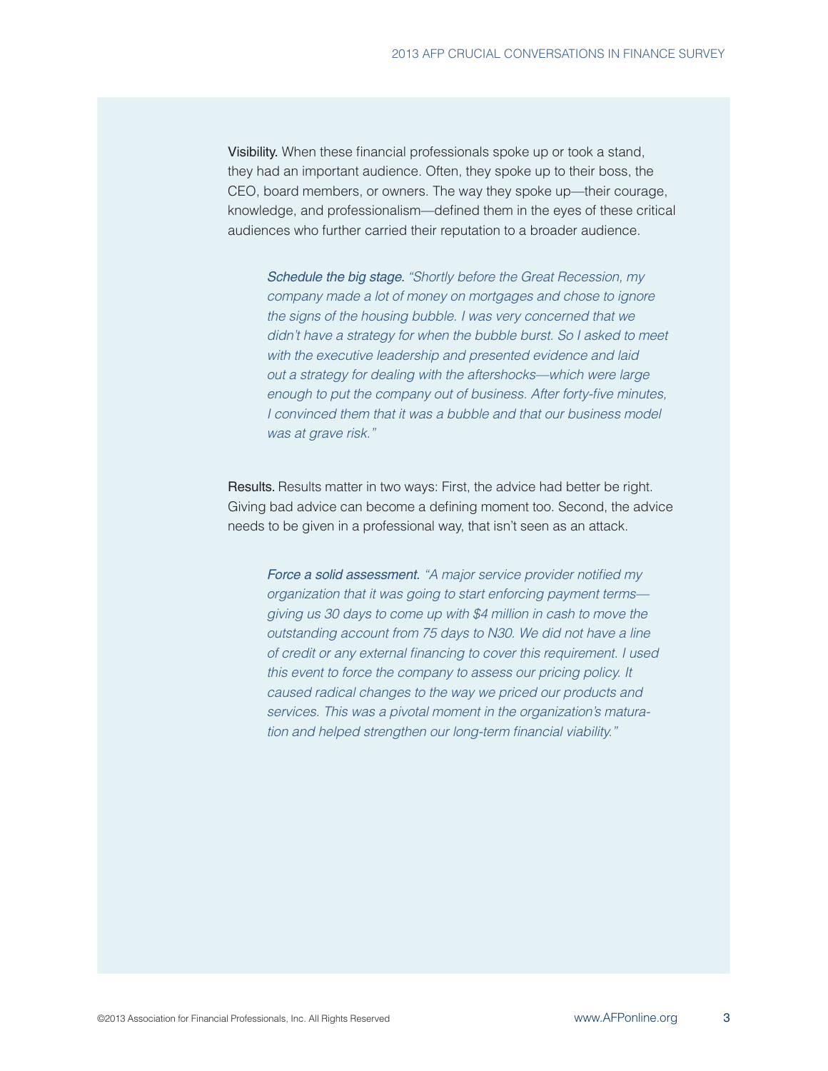**Visibility.** When these financial professionals spoke up or took a stand, they had an important audience. Often, they spoke up to their boss, the CEO, board members, or owners. The way they spoke up—their courage, knowledge, and professionalism—defined them in the eyes of these critical audiences who further carried their reputation to a broader audience.

> *Schedule the big stage.* *"Shortly before the Great Recession, my company made a lot of money on mortgages and chose to ignore the signs of the housing bubble. I was very concerned that we didn't have a strategy for when the bubble burst. So I asked to meet with the executive leadership and presented evidence and laid out a strategy for dealing with the aftershocks—which were large enough to put the company out of business. After forty-five minutes, I convinced them that it was a bubble and that our business model was at grave risk."*

**Results.** Results matter in two ways: First, the advice had better be right. Giving bad advice can become a defining moment too. Second, the advice needs to be given in a professional way, that isn't seen as an attack.

> *Force a solid assessment.* *"A major service provider notified my organization that it was going to start enforcing payment terms—giving us 30 days to come up with $4 million in cash to move the outstanding account from 75 days to N30. We did not have a line of credit or any external financing to cover this requirement. I used this event to force the company to assess our pricing policy. It caused radical changes to the way we priced our products and services. This was a pivotal moment in the organization's maturation and helped strengthen our long-term financial viability."*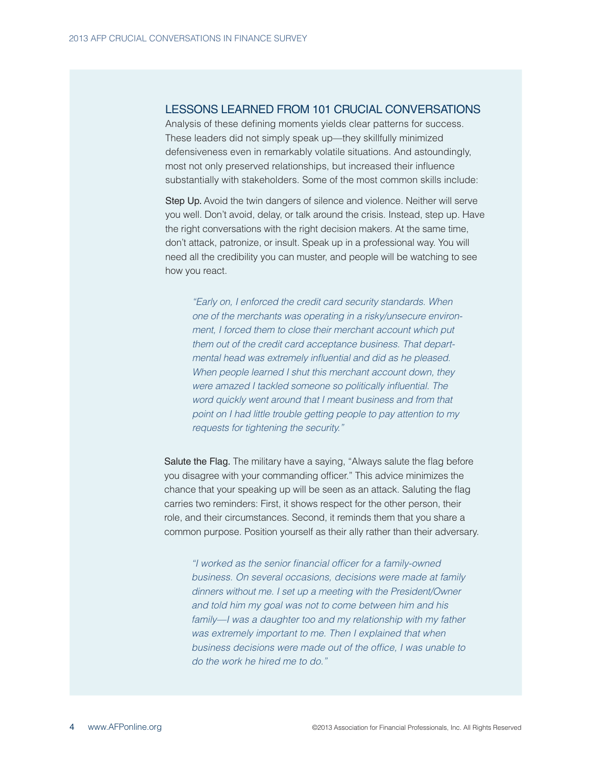## LESSONS LEARNED FROM 101 CRUCIAL CONVERSATIONS

Analysis of these defining moments yields clear patterns for success. These leaders did not simply speak up—they skillfully minimized defensiveness even in remarkably volatile situations. And astoundingly, most not only preserved relationships, but increased their influence substantially with stakeholders. Some of the most common skills include:

**Step Up.** Avoid the twin dangers of silence and violence. Neither will serve you well. Don't avoid, delay, or talk around the crisis. Instead, step up. Have the right conversations with the right decision makers. At the same time, don't attack, patronize, or insult. Speak up in a professional way. You will need all the credibility you can muster, and people will be watching to see how you react.

> *"Early on, I enforced the credit card security standards. When one of the merchants was operating in a risky/unsecure environment, I forced them to close their merchant account which put them out of the credit card acceptance business. That departmental head was extremely influential and did as he pleased. When people learned I shut this merchant account down, they were amazed I tackled someone so politically influential. The word quickly went around that I meant business and from that point on I had little trouble getting people to pay attention to my requests for tightening the security."*

**Salute the Flag.** The military have a saying, "Always salute the flag before you disagree with your commanding officer." This advice minimizes the chance that your speaking up will be seen as an attack. Saluting the flag carries two reminders: First, it shows respect for the other person, their role, and their circumstances. Second, it reminds them that you share a common purpose. Position yourself as their ally rather than their adversary.

> *"I worked as the senior financial officer for a family-owned business. On several occasions, decisions were made at family dinners without me. I set up a meeting with the President/Owner and told him my goal was not to come between him and his family—I was a daughter too and my relationship with my father was extremely important to me. Then I explained that when business decisions were made out of the office, I was unable to do the work he hired me to do."*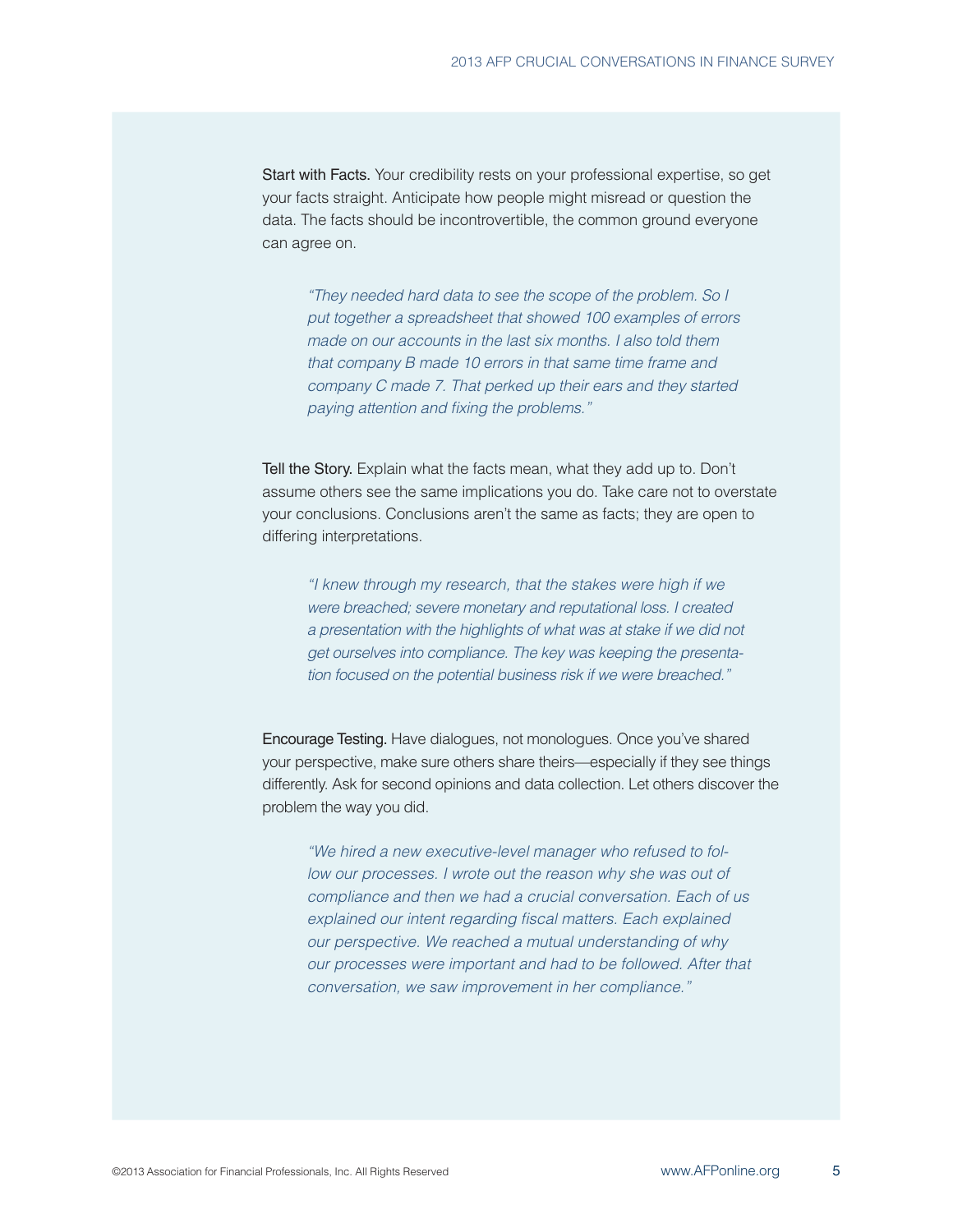**Start with Facts.** Your credibility rests on your professional expertise, so get your facts straight. Anticipate how people might misread or question the data. The facts should be incontrovertible, the common ground everyone can agree on.

> *"They needed hard data to see the scope of the problem. So I put together a spreadsheet that showed 100 examples of errors made on our accounts in the last six months. I also told them that company B made 10 errors in that same time frame and company C made 7. That perked up their ears and they started paying attention and fixing the problems."*

**Tell the Story.** Explain what the facts mean, what they add up to. Don't assume others see the same implications you do. Take care not to overstate your conclusions. Conclusions aren't the same as facts; they are open to differing interpretations.

> *"I knew through my research, that the stakes were high if we were breached; severe monetary and reputational loss. I created a presentation with the highlights of what was at stake if we did not get ourselves into compliance. The key was keeping the presentation focused on the potential business risk if we were breached."*

**Encourage Testing.** Have dialogues, not monologues. Once you've shared your perspective, make sure others share theirs—especially if they see things differently. Ask for second opinions and data collection. Let others discover the problem the way you did.

> *"We hired a new executive-level manager who refused to follow our processes. I wrote out the reason why she was out of compliance and then we had a crucial conversation. Each of us explained our intent regarding fiscal matters. Each explained our perspective. We reached a mutual understanding of why our processes were important and had to be followed. After that conversation, we saw improvement in her compliance."*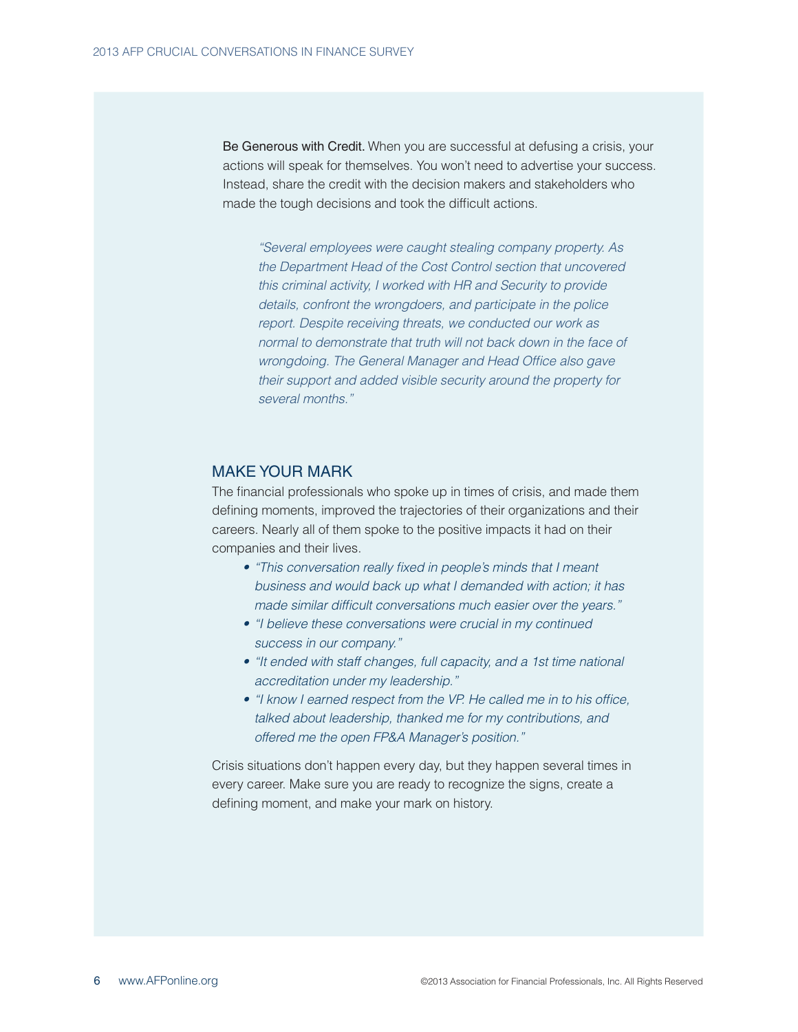**Be Generous with Credit.** When you are successful at defusing a crisis, your actions will speak for themselves. You won't need to advertise your success. Instead, share the credit with the decision makers and stakeholders who made the tough decisions and took the difficult actions.

> *"Several employees were caught stealing company property. As the Department Head of the Cost Control section that uncovered this criminal activity, I worked with HR and Security to provide details, confront the wrongdoers, and participate in the police report. Despite receiving threats, we conducted our work as normal to demonstrate that truth will not back down in the face of wrongdoing. The General Manager and Head Office also gave their support and added visible security around the property for several months."*

## MAKE YOUR MARK

The financial professionals who spoke up in times of crisis, and made them defining moments, improved the trajectories of their organizations and their careers. Nearly all of them spoke to the positive impacts it had on their companies and their lives.

- *"This conversation really fixed in people's minds that I meant business and would back up what I demanded with action; it has made similar difficult conversations much easier over the years."*
- *"I believe these conversations were crucial in my continued success in our company."*
- *"It ended with staff changes, full capacity, and a 1st time national accreditation under my leadership."*
- *"I know I earned respect from the VP. He called me in to his office, talked about leadership, thanked me for my contributions, and offered me the open FP&A Manager's position."*

Crisis situations don't happen every day, but they happen several times in every career. Make sure you are ready to recognize the signs, create a defining moment, and make your mark on history.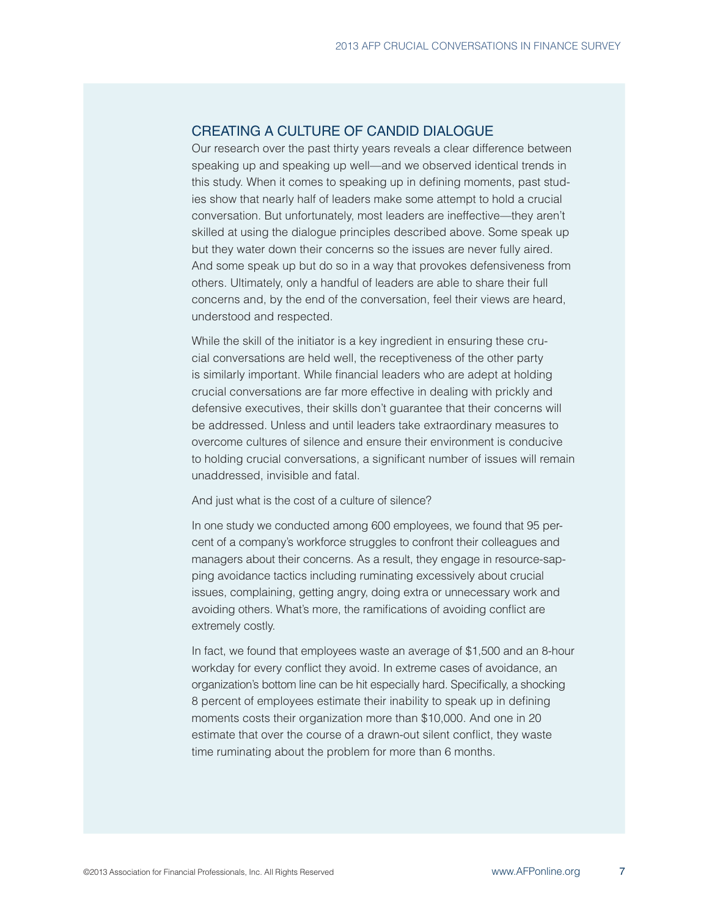## CREATING A CULTURE OF CANDID DIALOGUE

Our research over the past thirty years reveals a clear difference between speaking up and speaking up well—and we observed identical trends in this study. When it comes to speaking up in defining moments, past studies show that nearly half of leaders make some attempt to hold a crucial conversation. But unfortunately, most leaders are ineffective—they aren't skilled at using the dialogue principles described above. Some speak up but they water down their concerns so the issues are never fully aired. And some speak up but do so in a way that provokes defensiveness from others. Ultimately, only a handful of leaders are able to share their full concerns and, by the end of the conversation, feel their views are heard, understood and respected.

While the skill of the initiator is a key ingredient in ensuring these crucial conversations are held well, the receptiveness of the other party is similarly important. While financial leaders who are adept at holding crucial conversations are far more effective in dealing with prickly and defensive executives, their skills don't guarantee that their concerns will be addressed. Unless and until leaders take extraordinary measures to overcome cultures of silence and ensure their environment is conducive to holding crucial conversations, a significant number of issues will remain unaddressed, invisible and fatal.

And just what is the cost of a culture of silence?

In one study we conducted among 600 employees, we found that 95 percent of a company's workforce struggles to confront their colleagues and managers about their concerns. As a result, they engage in resource-sapping avoidance tactics including ruminating excessively about crucial issues, complaining, getting angry, doing extra or unnecessary work and avoiding others. What's more, the ramifications of avoiding conflict are extremely costly.

In fact, we found that employees waste an average of $1,500 and an 8-hour workday for every conflict they avoid. In extreme cases of avoidance, an organization's bottom line can be hit especially hard. Specifically, a shocking 8 percent of employees estimate their inability to speak up in defining moments costs their organization more than $10,000. And one in 20 estimate that over the course of a drawn-out silent conflict, they waste time ruminating about the problem for more than 6 months.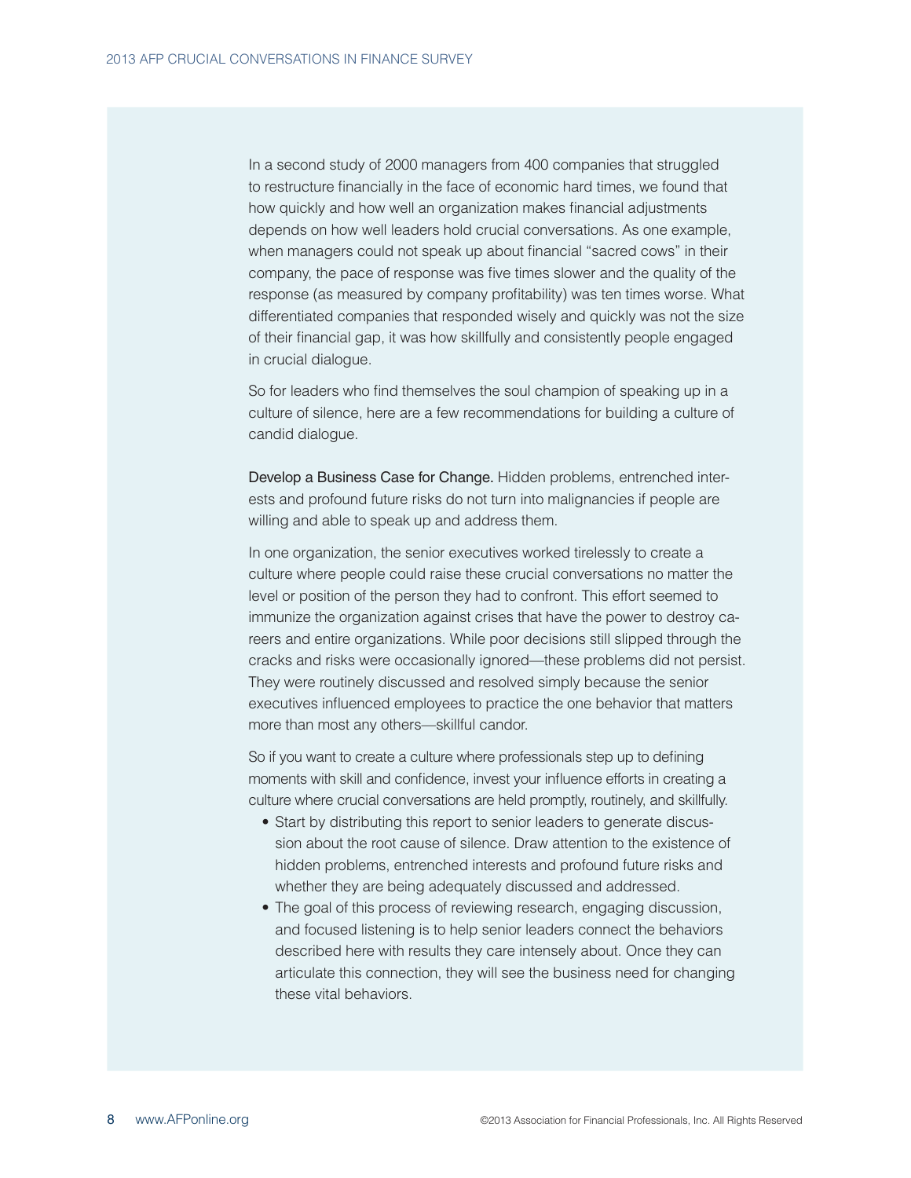In a second study of 2000 managers from 400 companies that struggled to restructure financially in the face of economic hard times, we found that how quickly and how well an organization makes financial adjustments depends on how well leaders hold crucial conversations. As one example, when managers could not speak up about financial "sacred cows" in their company, the pace of response was five times slower and the quality of the response (as measured by company profitability) was ten times worse. What differentiated companies that responded wisely and quickly was not the size of their financial gap, it was how skillfully and consistently people engaged in crucial dialogue.

So for leaders who find themselves the soul champion of speaking up in a culture of silence, here are a few recommendations for building a culture of candid dialogue.

**Develop a Business Case for Change.** Hidden problems, entrenched interests and profound future risks do not turn into malignancies if people are willing and able to speak up and address them.

In one organization, the senior executives worked tirelessly to create a culture where people could raise these crucial conversations no matter the level or position of the person they had to confront. This effort seemed to immunize the organization against crises that have the power to destroy careers and entire organizations. While poor decisions still slipped through the cracks and risks were occasionally ignored—these problems did not persist. They were routinely discussed and resolved simply because the senior executives influenced employees to practice the one behavior that matters more than most any others—skillful candor.

So if you want to create a culture where professionals step up to defining moments with skill and confidence, invest your influence efforts in creating a culture where crucial conversations are held promptly, routinely, and skillfully.

- Start by distributing this report to senior leaders to generate discussion about the root cause of silence. Draw attention to the existence of hidden problems, entrenched interests and profound future risks and whether they are being adequately discussed and addressed.
- The goal of this process of reviewing research, engaging discussion, and focused listening is to help senior leaders connect the behaviors described here with results they care intensely about. Once they can articulate this connection, they will see the business need for changing these vital behaviors.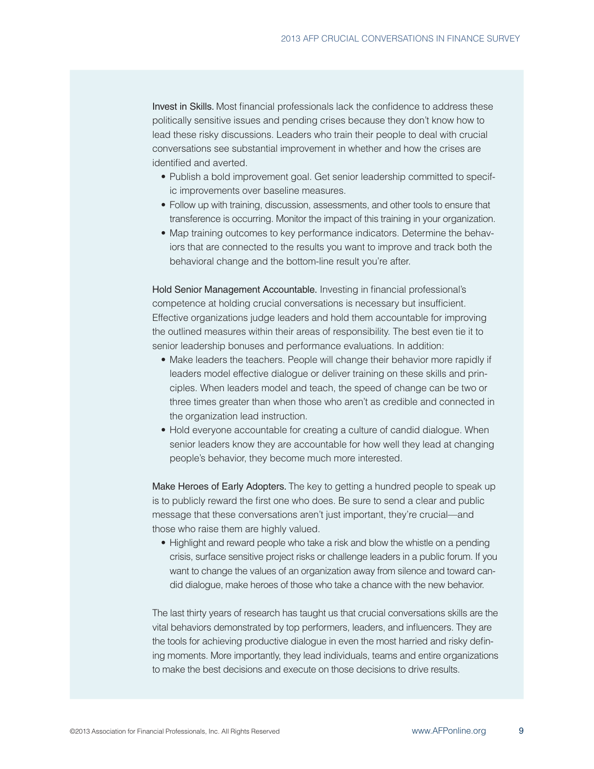**Invest in Skills.** Most financial professionals lack the confidence to address these politically sensitive issues and pending crises because they don't know how to lead these risky discussions. Leaders who train their people to deal with crucial conversations see substantial improvement in whether and how the crises are identified and averted.

- Publish a bold improvement goal. Get senior leadership committed to specific improvements over baseline measures.
- Follow up with training, discussion, assessments, and other tools to ensure that transference is occurring. Monitor the impact of this training in your organization.
- Map training outcomes to key performance indicators. Determine the behaviors that are connected to the results you want to improve and track both the behavioral change and the bottom-line result you're after.

**Hold Senior Management Accountable.** Investing in financial professional's competence at holding crucial conversations is necessary but insufficient. Effective organizations judge leaders and hold them accountable for improving the outlined measures within their areas of responsibility. The best even tie it to senior leadership bonuses and performance evaluations. In addition:

- Make leaders the teachers. People will change their behavior more rapidly if leaders model effective dialogue or deliver training on these skills and principles. When leaders model and teach, the speed of change can be two or three times greater than when those who aren't as credible and connected in the organization lead instruction.
- Hold everyone accountable for creating a culture of candid dialogue. When senior leaders know they are accountable for how well they lead at changing people's behavior, they become much more interested.

**Make Heroes of Early Adopters.** The key to getting a hundred people to speak up is to publicly reward the first one who does. Be sure to send a clear and public message that these conversations aren't just important, they're crucial—and those who raise them are highly valued.

- Highlight and reward people who take a risk and blow the whistle on a pending crisis, surface sensitive project risks or challenge leaders in a public forum. If you want to change the values of an organization away from silence and toward candid dialogue, make heroes of those who take a chance with the new behavior.

The last thirty years of research has taught us that crucial conversations skills are the vital behaviors demonstrated by top performers, leaders, and influencers. They are the tools for achieving productive dialogue in even the most harried and risky defining moments. More importantly, they lead individuals, teams and entire organizations to make the best decisions and execute on those decisions to drive results.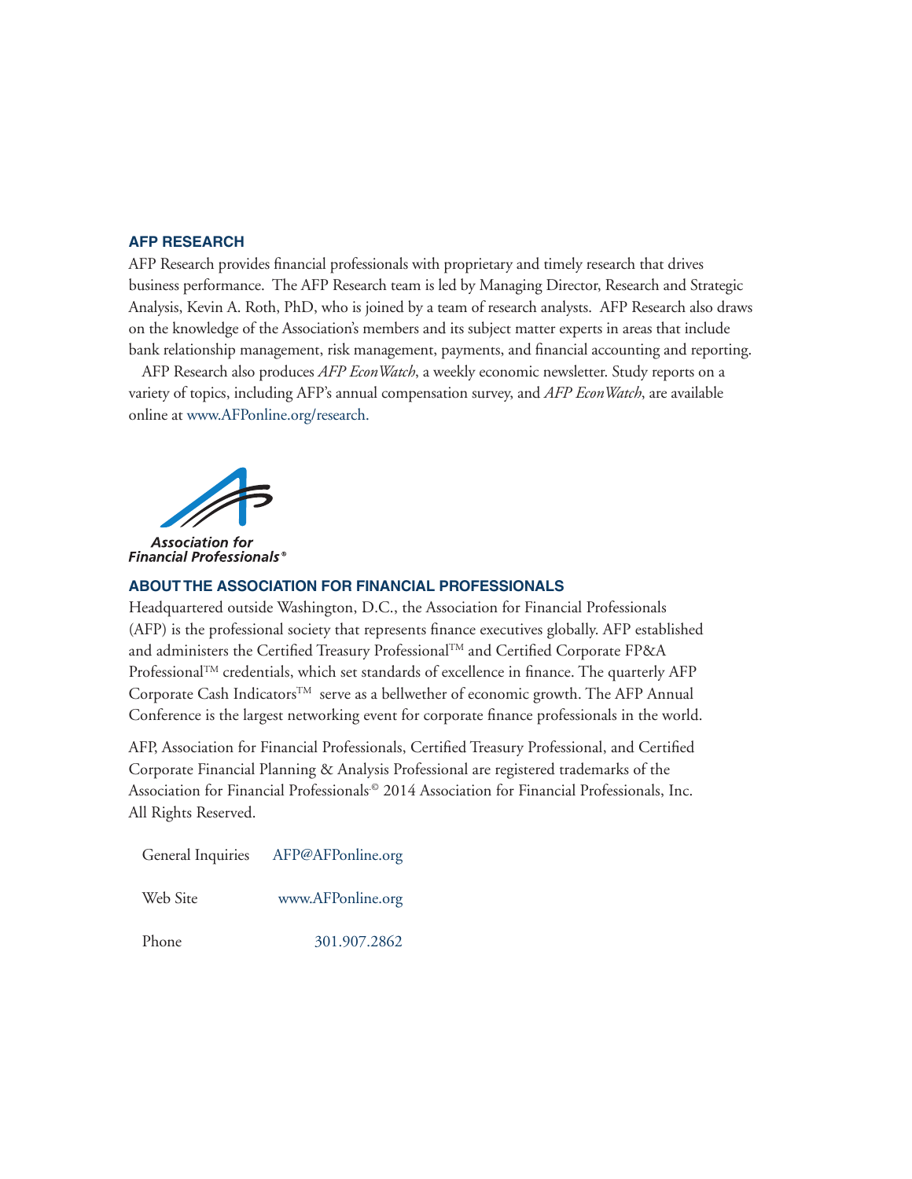## AFP RESEARCH

AFP Research provides financial professionals with proprietary and timely research that drives business performance. The AFP Research team is led by Managing Director, Research and Strategic Analysis, Kevin A. Roth, PhD, who is joined by a team of research analysts. AFP Research also draws on the knowledge of the Association's members and its subject matter experts in areas that include bank relationship management, risk management, payments, and financial accounting and reporting.

AFP Research also produces *AFP EconWatch*, a weekly economic newsletter. Study reports on a variety of topics, including AFP's annual compensation survey, and *AFP EconWatch*, are available online at www.AFPonline.org/research.

Association for Financial Professionals®

## ABOUT THE ASSOCIATION FOR FINANCIAL PROFESSIONALS

Headquartered outside Washington, D.C., the Association for Financial Professionals (AFP) is the professional society that represents finance executives globally. AFP established and administers the Certified Treasury Professional™ and Certified Corporate FP&A Professional™ credentials, which set standards of excellence in finance. The quarterly AFP Corporate Cash Indicators™ serve as a bellwether of economic growth. The AFP Annual Conference is the largest networking event for corporate finance professionals in the world.

AFP, Association for Financial Professionals, Certified Treasury Professional, and Certified Corporate Financial Planning & Analysis Professional are registered trademarks of the Association for Financial Professionals.© 2014 Association for Financial Professionals, Inc. All Rights Reserved.

| | |
|---|---|
| General Inquiries | AFP@AFPonline.org |
| Web Site | www.AFPonline.org |
| Phone | 301.907.2862 |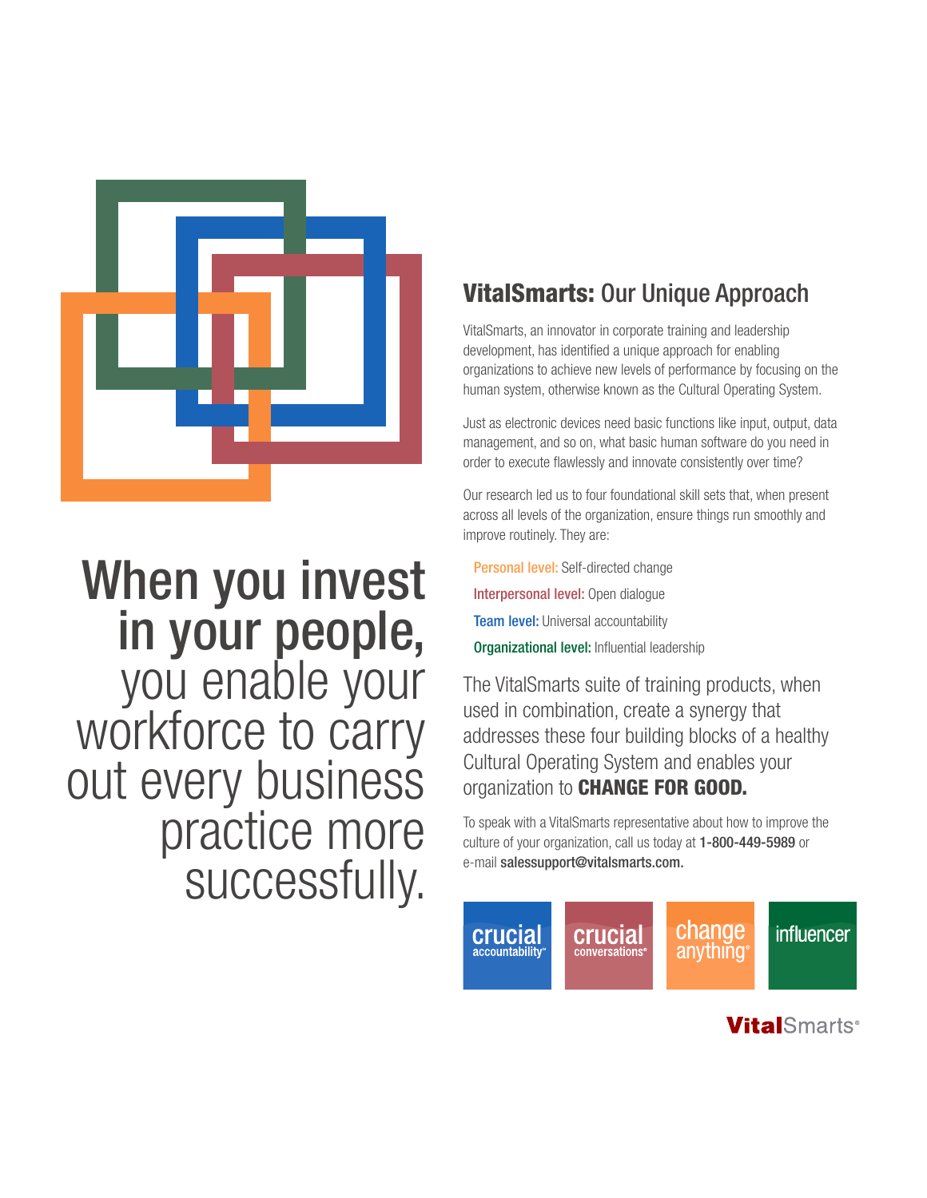**When you invest in your people,** you enable your workforce to carry out every business practice more successfully.

## **VitalSmarts:** Our Unique Approach

VitalSmarts, an innovator in corporate training and leadership development, has identified a unique approach for enabling organizations to achieve new levels of performance by focusing on the human system, otherwise known as the Cultural Operating System.

Just as electronic devices need basic functions like input, output, data management, and so on, what basic human software do you need in order to execute flawlessly and innovate consistently over time?

Our research led us to four foundational skill sets that, when present across all levels of the organization, ensure things run smoothly and improve routinely. They are:

- **Personal level:** Self-directed change
- **Interpersonal level:** Open dialogue
- **Team level:** Universal accountability
- **Organizational level:** Influential leadership

The VitalSmarts suite of training products, when used in combination, create a synergy that addresses these four building blocks of a healthy Cultural Operating System and enables your organization to **CHANGE FOR GOOD.**

To speak with a VitalSmarts representative about how to improve the culture of your organization, call us today at **1-800-449-5989** or e-mail **salessupport@vitalsmarts.com.**

crucial accountability™ | crucial conversations® | change anything® | influencer

**Vital**Smarts®